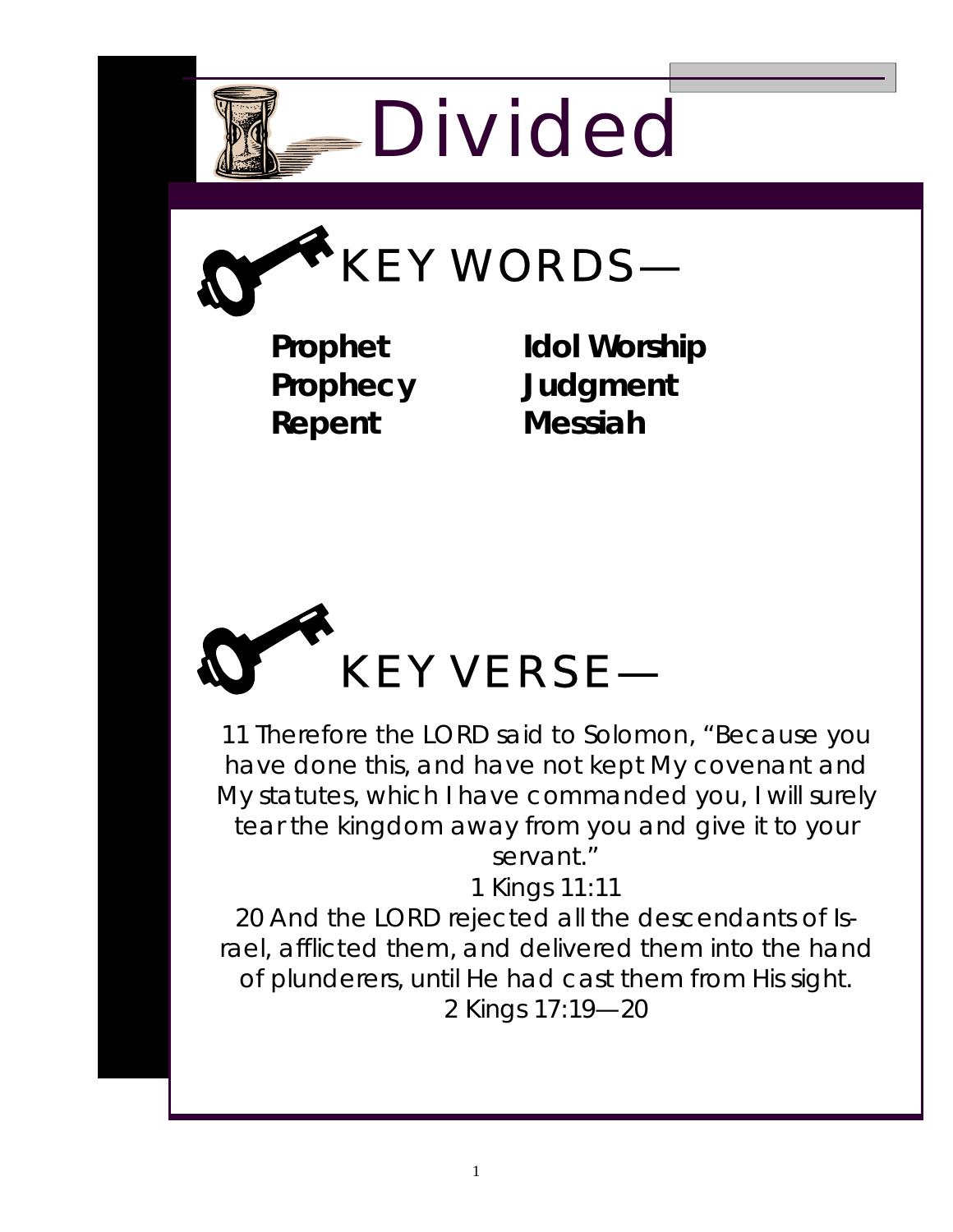# Divided

## KEY WORDS—

**Prophet**
**Prophecy**
**Repent**
**Idol Worship**
**Judgment**
**Messiah**

## KEY VERSE—

11 Therefore the LORD said to Solomon, "Because you have done this, and have not kept My covenant and My statutes, which I have commanded you, I will surely tear the kingdom away from you and give it to your servant."

1 Kings 11:11

20 And the LORD rejected all the descendants of Israel, afflicted them, and delivered them into the hand of plunderers, until He had cast them from His sight.

2 Kings 17:19—20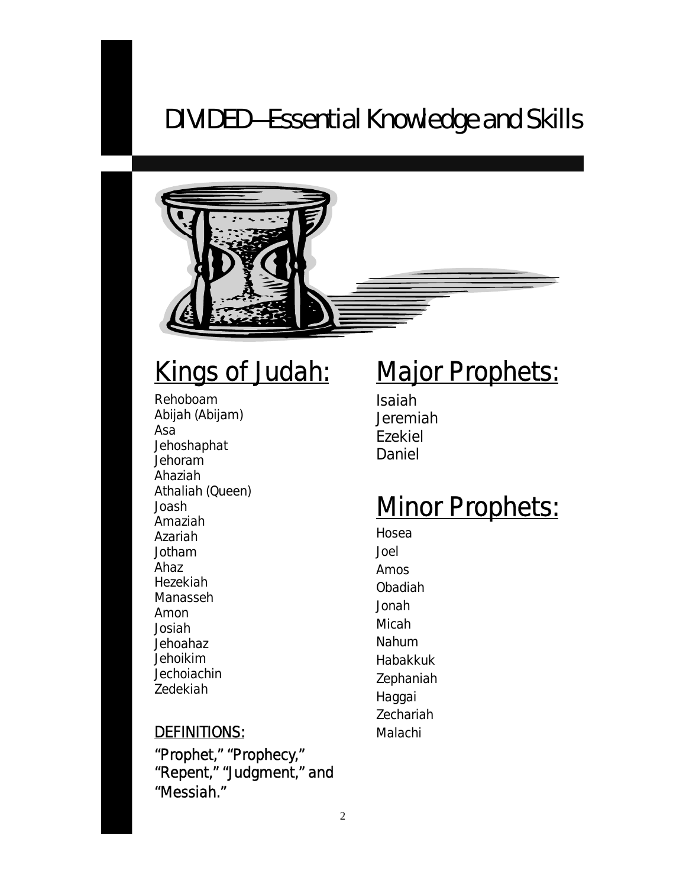# DIVIDED—Essential Knowledge and Skills

## Kings of Judah:

Rehoboam
Abijah (Abijam)
Asa
Jehoshaphat
Jehoram
Ahaziah
Athaliah (Queen)
Joash
Amaziah
Azariah
Jotham
Ahaz
Hezekiah
Manasseh
Amon
Josiah
Jehoahaz
Jehoikim
Jechoiachin
Zedekiah

### DEFINITIONS:

"Prophet," "Prophecy," "Repent," "Judgment," and "Messiah."

## Major Prophets:

Isaiah
Jeremiah
Ezekiel
Daniel

## Minor Prophets:

Hosea
Joel
Amos
Obadiah
Jonah
Micah
Nahum
Habakkuk
Zephaniah
Haggai
Zechariah
Malachi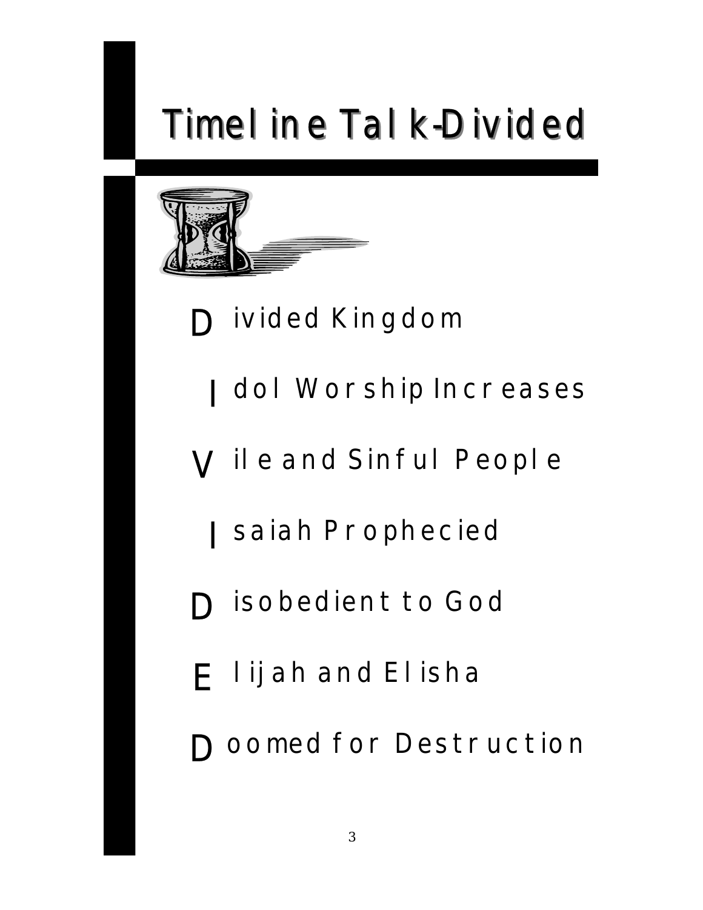# Timeline Talk-Divided

**D** ivided Kingdom

**I** dol Worship Increases

**V** ile and Sinful People

**I** saiah Prophecied

**D** isobedient to God

**E** lijah and Elisha

**D** oomed for Destruction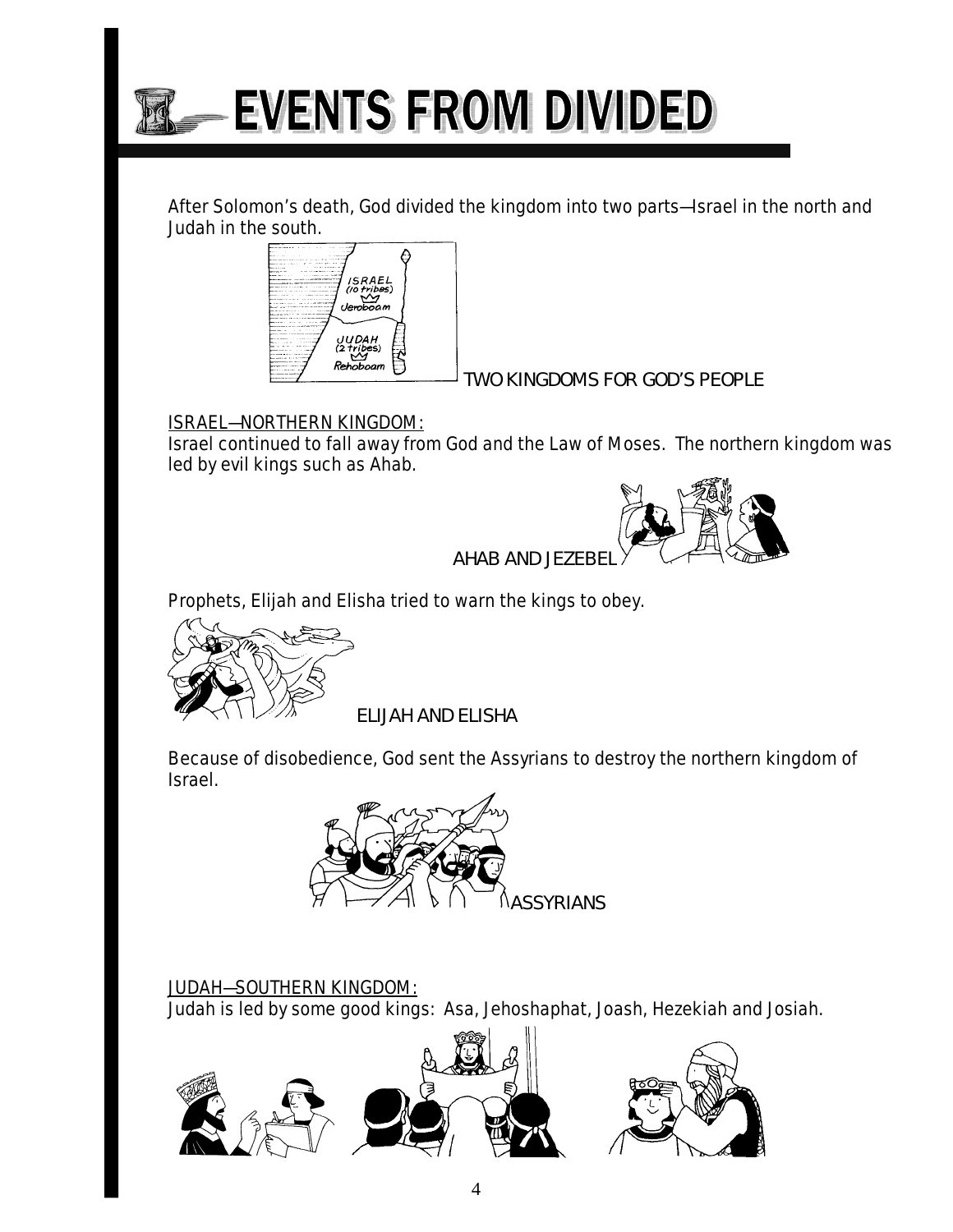# EVENTS FROM DIVIDED

After Solomon's death, God divided the kingdom into two parts—Israel in the north and Judah in the south.

TWO KINGDOMS FOR GOD'S PEOPLE

<u>ISRAEL—NORTHERN KINGDOM:</u>
Israel continued to fall away from God and the Law of Moses. The northern kingdom was led by evil kings such as Ahab.

AHAB AND JEZEBEL

Prophets, Elijah and Elisha tried to warn the kings to obey.

ELIJAH AND ELISHA

Because of disobedience, God sent the Assyrians to destroy the northern kingdom of Israel.

ASSYRIANS

<u>JUDAH—SOUTHERN KINGDOM:</u>
Judah is led by some good kings: Asa, Jehoshaphat, Joash, Hezekiah and Josiah.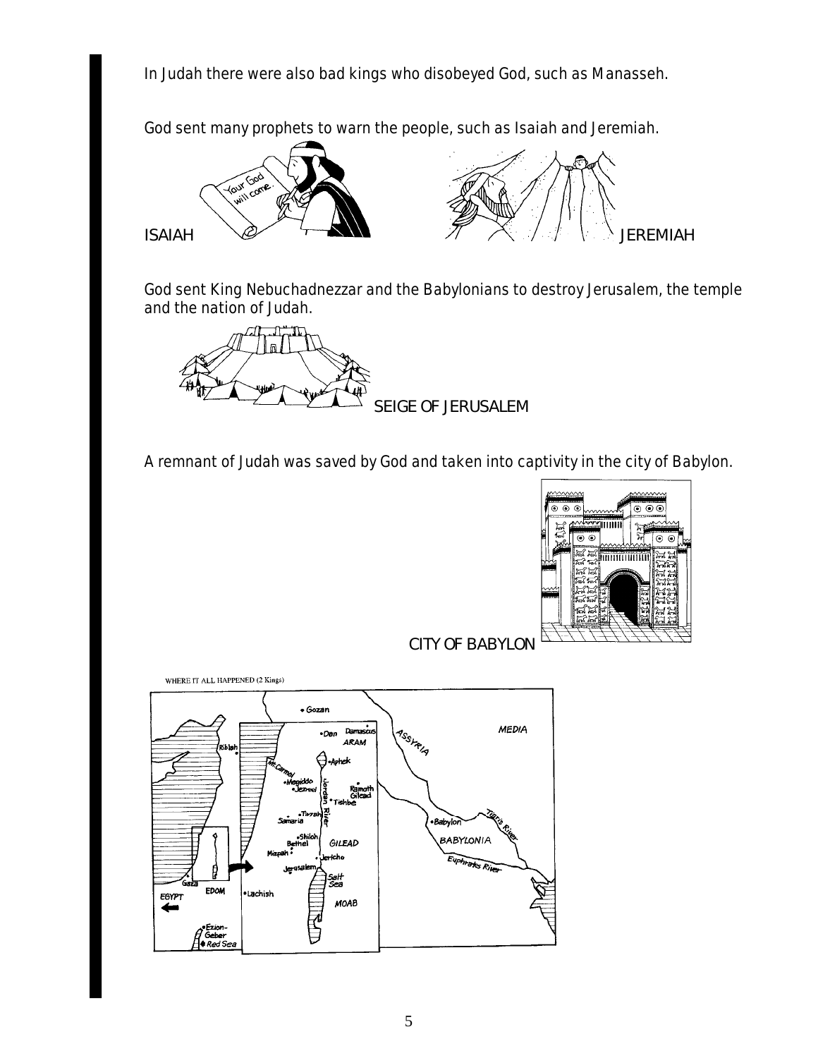In Judah there were also bad kings who disobeyed God, such as Manasseh.

God sent many prophets to warn the people, such as Isaiah and Jeremiah.

ISAIAH

JEREMIAH

God sent King Nebuchadnezzar and the Babylonians to destroy Jerusalem, the temple and the nation of Judah.

SEIGE OF JERUSALEM

A remnant of Judah was saved by God and taken into captivity in the city of Babylon.

CITY OF BABYLON

WHERE IT ALL HAPPENED (2 Kings)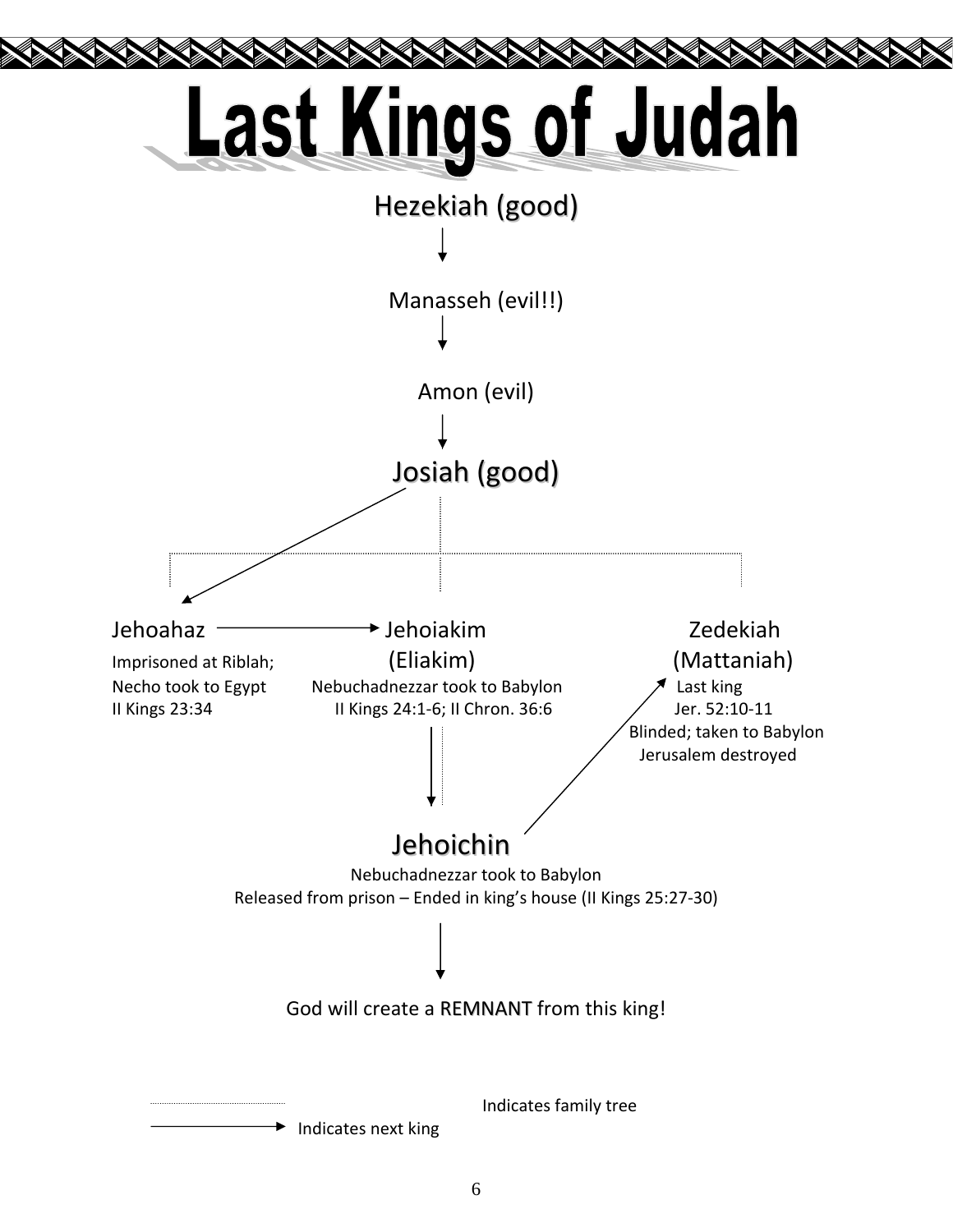# Last Kings of Judah

Hezekiah (good)

↓

Manasseh (evil!!)

↓

Amon (evil)

↓

Josiah (good)

**Jehoahaz**
Imprisoned at Riblah;
Necho took to Egypt
II Kings 23:34

→

**Jehoiakim**
(Eliakim)
Nebuchadnezzar took to Babylon
II Kings 24:1-6; II Chron. 36:6

**Zedekiah**
(Mattaniah)
Last king
Jer. 52:10-11
Blinded; taken to Babylon
Jerusalem destroyed

↓

**Jehoichin**
Nebuchadnezzar took to Babylon
Released from prison – Ended in king's house (II Kings 25:27-30)

↓

God will create a REMNANT from this king!

- Dotted line: Indicates family tree
- → Indicates next king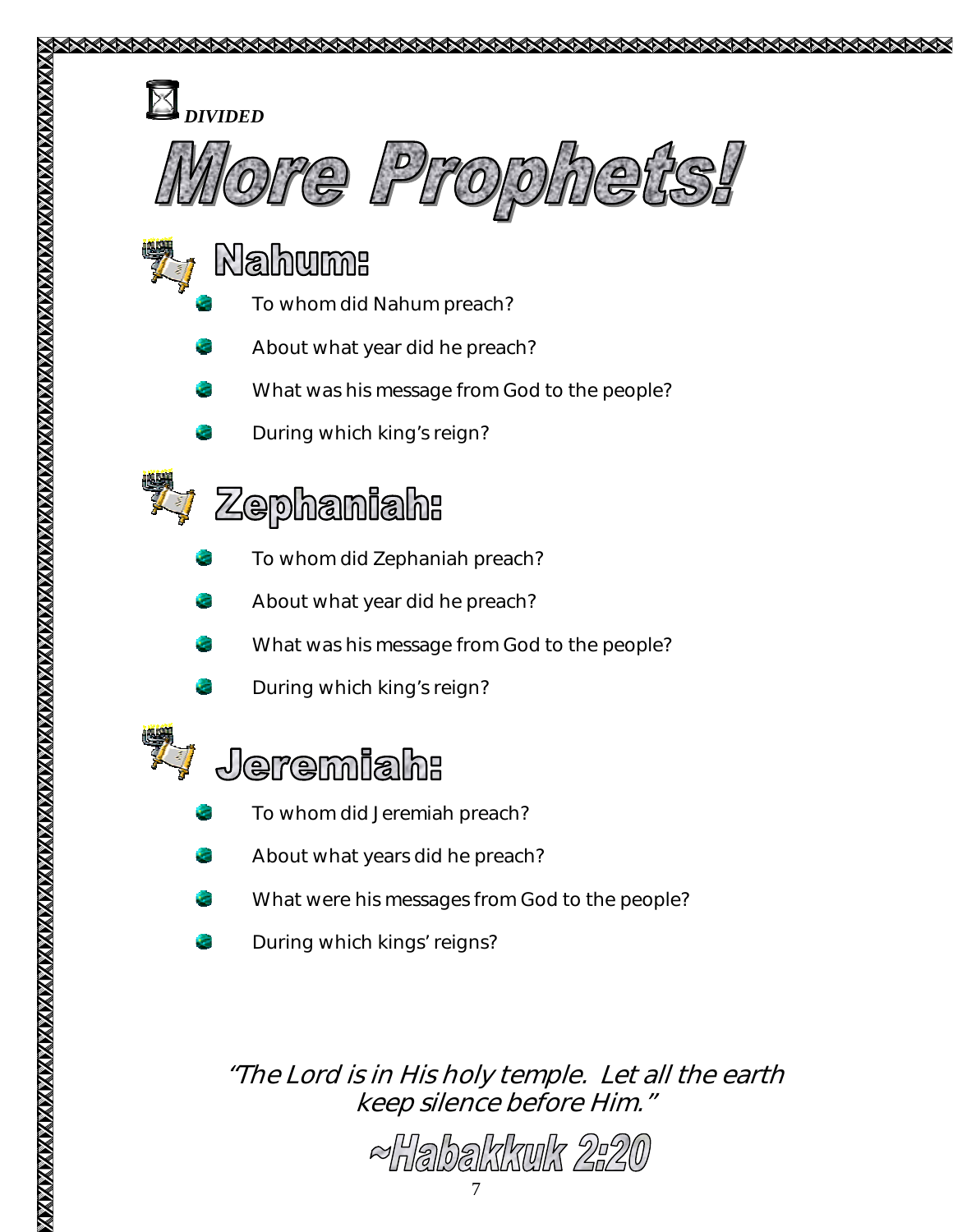*DIVIDED*

# More Prophets!

## Nahum:

- To whom did Nahum preach?
- About what year did he preach?
- What was his message from God to the people?
- During which king's reign?

## Zephaniah:

- To whom did Zephaniah preach?
- About what year did he preach?
- What was his message from God to the people?
- During which king's reign?

## Jeremiah:

- To whom did Jeremiah preach?
- About what years did he preach?
- What were his messages from God to the people?
- During which kings' reigns?

*"The Lord is in His holy temple. Let all the earth keep silence before Him."*

~Habakkuk 2:20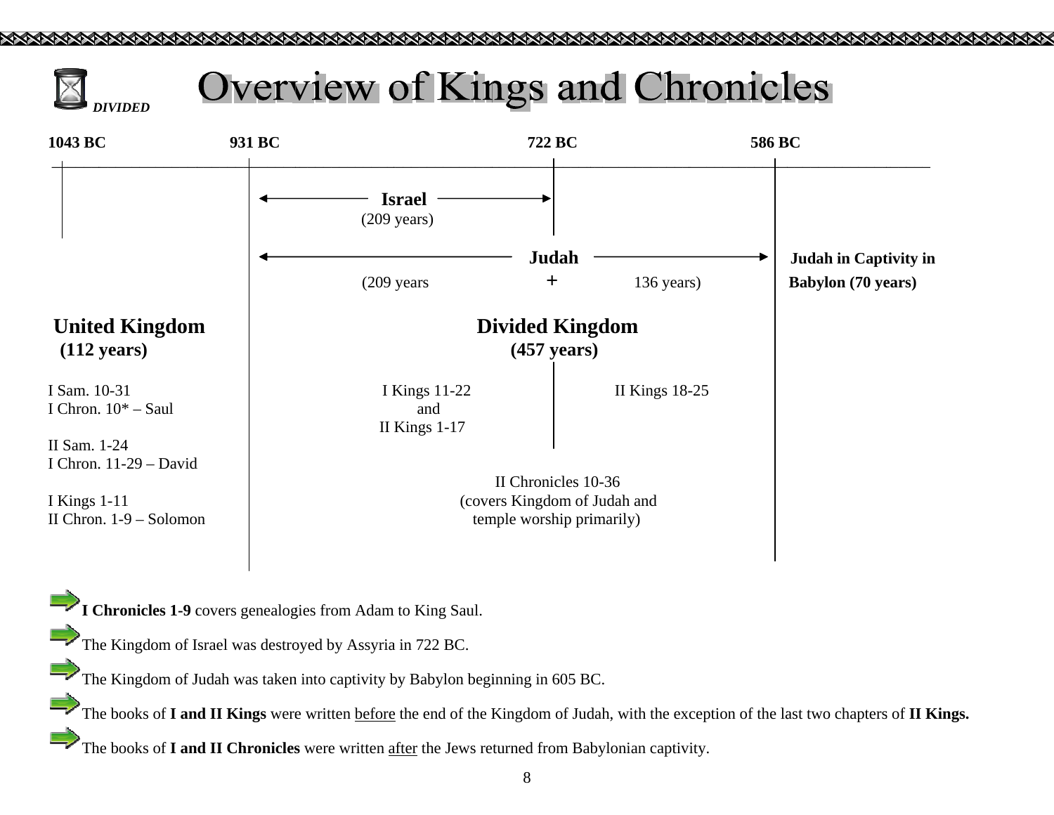*DIVIDED*

# Overview of Kings and Chronicles

1043 BC

931 BC

722 BC

586 BC

**Israel**
(209 years)

**Judah**
(209 years + 136 years)

**Judah in Captivity in Babylon (70 years)**

**United Kingdom**
**(112 years)**

I Sam. 10-31
I Chron. 10* – Saul

II Sam. 1-24
I Chron. 11-29 – David

I Kings 1-11
II Chron. 1-9 – Solomon

**Divided Kingdom**
**(457 years)**

I Kings 11-22
and
II Kings 1-17

II Kings 18-25

II Chronicles 10-36
(covers Kingdom of Judah and temple worship primarily)

- **I Chronicles 1-9** covers genealogies from Adam to King Saul.
- The Kingdom of Israel was destroyed by Assyria in 722 BC.
- The Kingdom of Judah was taken into captivity by Babylon beginning in 605 BC.
- The books of **I and II Kings** were written <u>before</u> the end of the Kingdom of Judah, with the exception of the last two chapters of **II Kings.**
- The books of **I and II Chronicles** were written <u>after</u> the Jews returned from Babylonian captivity.